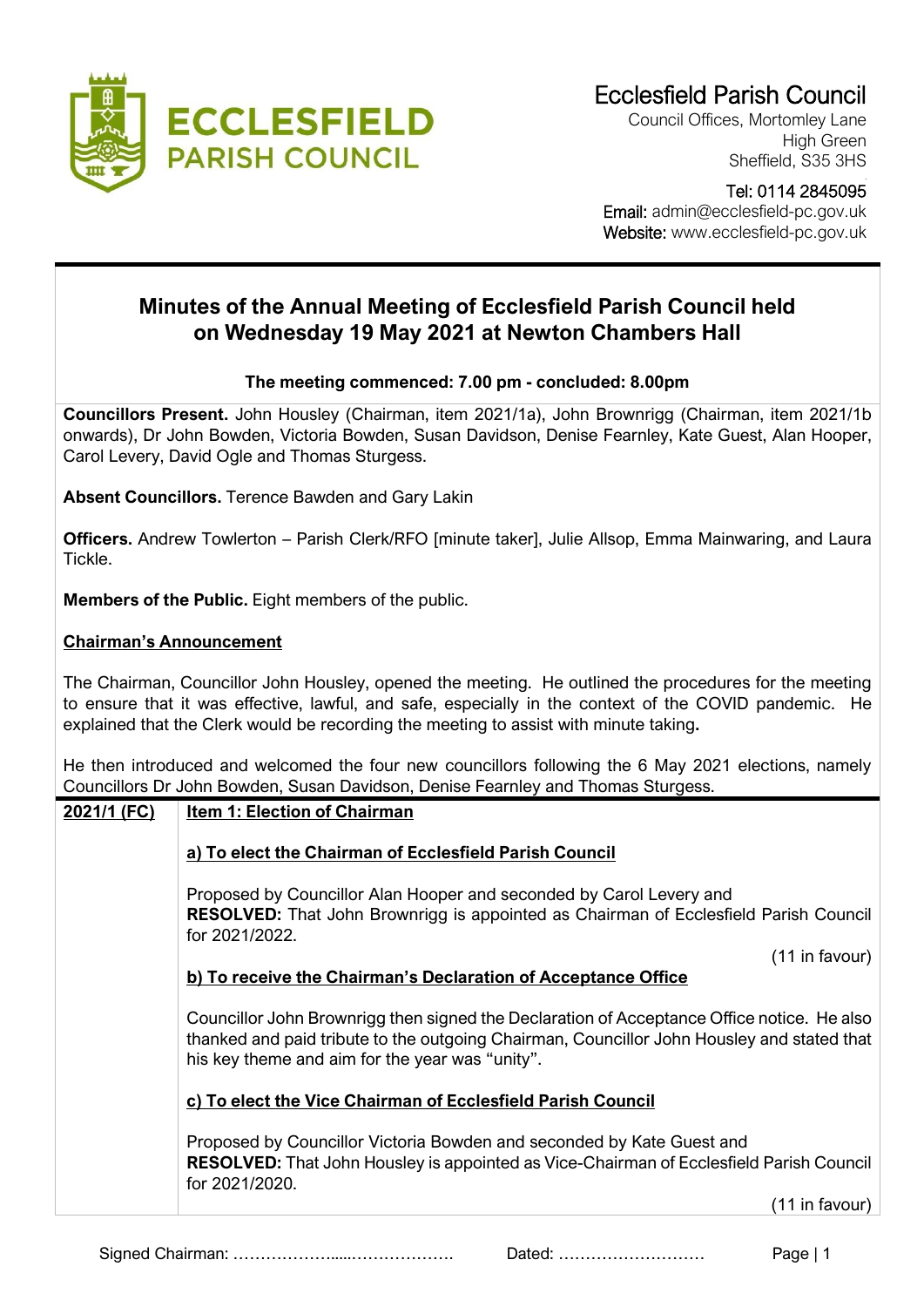# Ecclesfield Parish Council

Council Offices, Mortomley Lane
High Green
Sheffield, S35 3HS

Tel: 0114 2845095
Email: admin@ecclesfield-pc.gov.uk
Website: www.ecclesfield-pc.gov.uk

## Minutes of the Annual Meeting of Ecclesfield Parish Council held on Wednesday 19 May 2021 at Newton Chambers Hall

**The meeting commenced: 7.00 pm - concluded: 8.00pm**

**Councillors Present.** John Housley (Chairman, item 2021/1a), John Brownrigg (Chairman, item 2021/1b onwards), Dr John Bowden, Victoria Bowden, Susan Davidson, Denise Fearnley, Kate Guest, Alan Hooper, Carol Levery, David Ogle and Thomas Sturgess.

**Absent Councillors.** Terence Bawden and Gary Lakin

**Officers.** Andrew Towlerton – Parish Clerk/RFO [minute taker], Julie Allsop, Emma Mainwaring, and Laura Tickle.

**Members of the Public.** Eight members of the public.

**Chairman's Announcement**

The Chairman, Councillor John Housley, opened the meeting. He outlined the procedures for the meeting to ensure that it was effective, lawful, and safe, especially in the context of the COVID pandemic. He explained that the Clerk would be recording the meeting to assist with minute taking.

He then introduced and welcomed the four new councillors following the 6 May 2021 elections, namely Councillors Dr John Bowden, Susan Davidson, Denise Fearnley and Thomas Sturgess.

**2021/1 (FC)** **Item 1: Election of Chairman**

**a) To elect the Chairman of Ecclesfield Parish Council**

Proposed by Councillor Alan Hooper and seconded by Carol Levery and
**RESOLVED:** That John Brownrigg is appointed as Chairman of Ecclesfield Parish Council for 2021/2022.

(11 in favour)

**b) To receive the Chairman's Declaration of Acceptance Office**

Councillor John Brownrigg then signed the Declaration of Acceptance Office notice. He also thanked and paid tribute to the outgoing Chairman, Councillor John Housley and stated that his key theme and aim for the year was "unity".

**c) To elect the Vice Chairman of Ecclesfield Parish Council**

Proposed by Councillor Victoria Bowden and seconded by Kate Guest and
**RESOLVED:** That John Housley is appointed as Vice-Chairman of Ecclesfield Parish Council for 2021/2020.

(11 in favour)

Signed Chairman: ………………….....………………. Dated: ………………………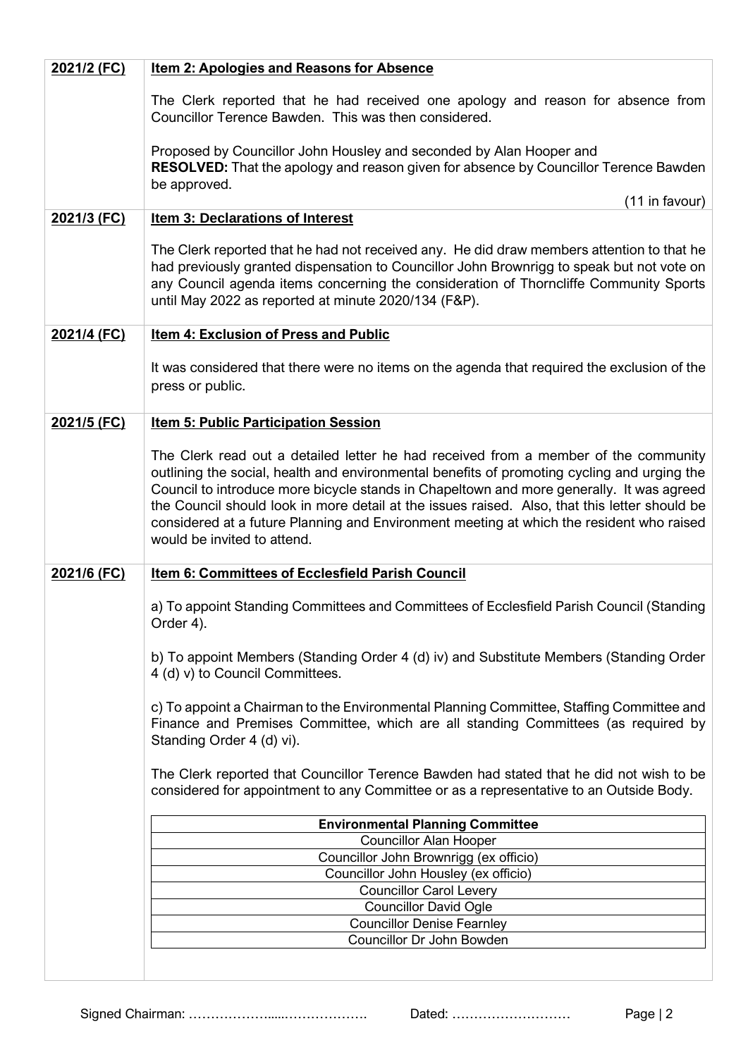**2021/2 (FC)** **Item 2: Apologies and Reasons for Absence**

The Clerk reported that he had received one apology and reason for absence from Councillor Terence Bawden. This was then considered.

Proposed by Councillor John Housley and seconded by Alan Hooper and
**RESOLVED:** That the apology and reason given for absence by Councillor Terence Bawden be approved.

(11 in favour)

**2021/3 (FC)** **Item 3: Declarations of Interest**

The Clerk reported that he had not received any. He did draw members attention to that he had previously granted dispensation to Councillor John Brownrigg to speak but not vote on any Council agenda items concerning the consideration of Thorncliffe Community Sports until May 2022 as reported at minute 2020/134 (F&P).

**2021/4 (FC)** **Item 4: Exclusion of Press and Public**

It was considered that there were no items on the agenda that required the exclusion of the press or public.

**2021/5 (FC)** **Item 5: Public Participation Session**

The Clerk read out a detailed letter he had received from a member of the community outlining the social, health and environmental benefits of promoting cycling and urging the Council to introduce more bicycle stands in Chapeltown and more generally. It was agreed the Council should look in more detail at the issues raised. Also, that this letter should be considered at a future Planning and Environment meeting at which the resident who raised would be invited to attend.

**2021/6 (FC)** **Item 6: Committees of Ecclesfield Parish Council**

a) To appoint Standing Committees and Committees of Ecclesfield Parish Council (Standing Order 4).

b) To appoint Members (Standing Order 4 (d) iv) and Substitute Members (Standing Order 4 (d) v) to Council Committees.

c) To appoint a Chairman to the Environmental Planning Committee, Staffing Committee and Finance and Premises Committee, which are all standing Committees (as required by Standing Order 4 (d) vi).

The Clerk reported that Councillor Terence Bawden had stated that he did not wish to be considered for appointment to any Committee or as a representative to an Outside Body.

| **Environmental Planning Committee** |
|---|
| Councillor Alan Hooper |
| Councillor John Brownrigg (ex officio) |
| Councillor John Housley (ex officio) |
| Councillor Carol Levery |
| Councillor David Ogle |
| Councillor Denise Fearnley |
| Councillor Dr John Bowden |

Signed Chairman: ………………....………………. Dated: ………………………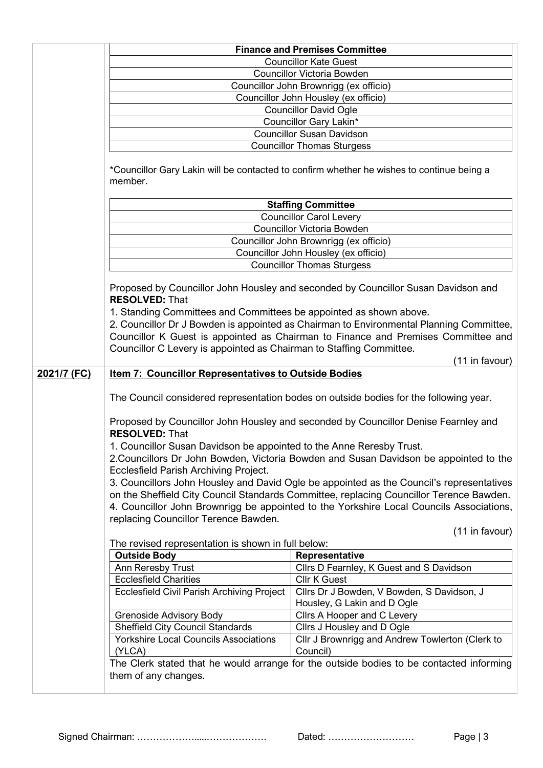| Finance and Premises Committee |
|---|
| Councillor Kate Guest |
| Councillor Victoria Bowden |
| Councillor John Brownrigg (ex officio) |
| Councillor John Housley (ex officio) |
| Councillor David Ogle |
| Councillor Gary Lakin* |
| Councillor Susan Davidson |
| Councillor Thomas Sturgess |

*Councillor Gary Lakin will be contacted to confirm whether he wishes to continue being a member.

| Staffing Committee |
|---|
| Councillor Carol Levery |
| Councillor Victoria Bowden |
| Councillor John Brownrigg (ex officio) |
| Councillor John Housley (ex officio) |
| Councillor Thomas Sturgess |

Proposed by Councillor John Housley and seconded by Councillor Susan Davidson and **RESOLVED:** That

1. Standing Committees and Committees be appointed as shown above.
2. Councillor Dr J Bowden is appointed as Chairman to Environmental Planning Committee, Councillor K Guest is appointed as Chairman to Finance and Premises Committee and Councillor C Levery is appointed as Chairman to Staffing Committee.

(11 in favour)

**2021/7 (FC)** **Item 7: Councillor Representatives to Outside Bodies**

The Council considered representation bodes on outside bodies for the following year.

Proposed by Councillor John Housley and seconded by Councillor Denise Fearnley and **RESOLVED:** That

1. Councillor Susan Davidson be appointed to the Anne Reresby Trust.
2. Councillors Dr John Bowden, Victoria Bowden and Susan Davidson be appointed to the Ecclesfield Parish Archiving Project.
3. Councillors John Housley and David Ogle be appointed as the Council's representatives on the Sheffield City Council Standards Committee, replacing Councillor Terence Bawden.
4. Councillor John Brownrigg be appointed to the Yorkshire Local Councils Associations, replacing Councillor Terence Bawden.

(11 in favour)

The revised representation is shown in full below:

| Outside Body | Representative |
|---|---|
| Ann Reresby Trust | Cllrs D Fearnley, K Guest and S Davidson |
| Ecclesfield Charities | Cllr K Guest |
| Ecclesfield Civil Parish Archiving Project | Cllrs Dr J Bowden, V Bowden, S Davidson, J Housley, G Lakin and D Ogle |
| Grenoside Advisory Body | Cllrs A Hooper and C Levery |
| Sheffield City Council Standards | Cllrs J Housley and D Ogle |
| Yorkshire Local Councils Associations (YLCA) | Cllr J Brownrigg and Andrew Towlerton (Clerk to Council) |

The Clerk stated that he would arrange for the outside bodies to be contacted informing them of any changes.

Signed Chairman: ……………….....………………. Dated: ………………………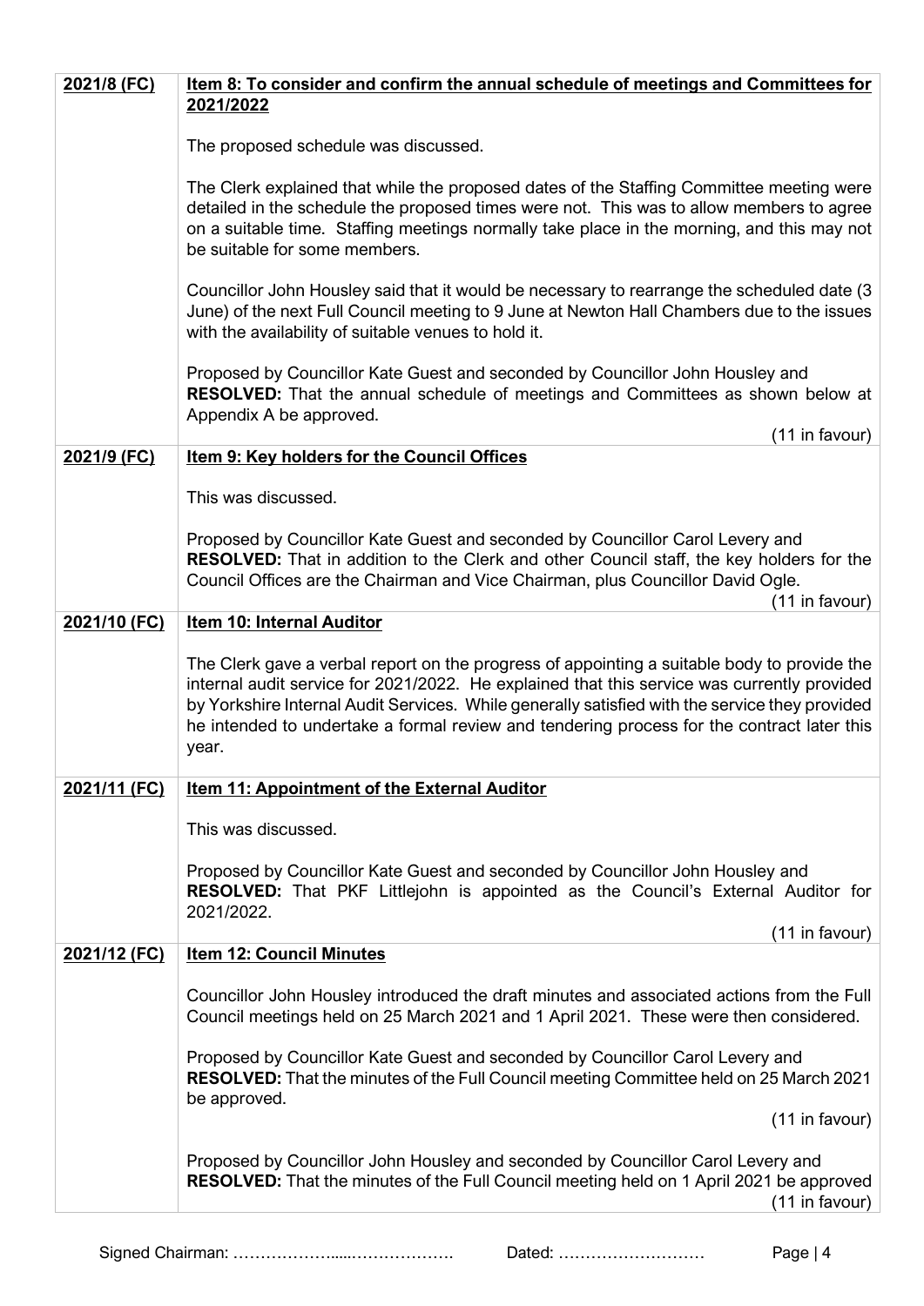| | |
|---|---|
| **2021/8 (FC)** | **Item 8: To consider and confirm the annual schedule of meetings and Committees for 2021/2022**<br><br>The proposed schedule was discussed.<br><br>The Clerk explained that while the proposed dates of the Staffing Committee meeting were detailed in the schedule the proposed times were not. This was to allow members to agree on a suitable time. Staffing meetings normally take place in the morning, and this may not be suitable for some members.<br><br>Councillor John Housley said that it would be necessary to rearrange the scheduled date (3 June) of the next Full Council meeting to 9 June at Newton Hall Chambers due to the issues with the availability of suitable venues to hold it.<br><br>Proposed by Councillor Kate Guest and seconded by Councillor John Housley and **RESOLVED:** That the annual schedule of meetings and Committees as shown below at Appendix A be approved.<br>(11 in favour) |
| **2021/9 (FC)** | **Item 9: Key holders for the Council Offices**<br><br>This was discussed.<br><br>Proposed by Councillor Kate Guest and seconded by Councillor Carol Levery and **RESOLVED:** That in addition to the Clerk and other Council staff, the key holders for the Council Offices are the Chairman and Vice Chairman, plus Councillor David Ogle.<br>(11 in favour) |
| **2021/10 (FC)** | **Item 10: Internal Auditor**<br><br>The Clerk gave a verbal report on the progress of appointing a suitable body to provide the internal audit service for 2021/2022. He explained that this service was currently provided by Yorkshire Internal Audit Services. While generally satisfied with the service they provided he intended to undertake a formal review and tendering process for the contract later this year. |
| **2021/11 (FC)** | **Item 11: Appointment of the External Auditor**<br><br>This was discussed.<br><br>Proposed by Councillor Kate Guest and seconded by Councillor John Housley and **RESOLVED:** That PKF Littlejohn is appointed as the Council's External Auditor for 2021/2022.<br>(11 in favour) |
| **2021/12 (FC)** | **Item 12: Council Minutes**<br><br>Councillor John Housley introduced the draft minutes and associated actions from the Full Council meetings held on 25 March 2021 and 1 April 2021. These were then considered.<br><br>Proposed by Councillor Kate Guest and seconded by Councillor Carol Levery and **RESOLVED:** That the minutes of the Full Council meeting Committee held on 25 March 2021 be approved.<br>(11 in favour)<br><br>Proposed by Councillor John Housley and seconded by Councillor Carol Levery and **RESOLVED:** That the minutes of the Full Council meeting held on 1 April 2021 be approved<br>(11 in favour) |

Signed Chairman: ……………….....………………. Dated: ………………………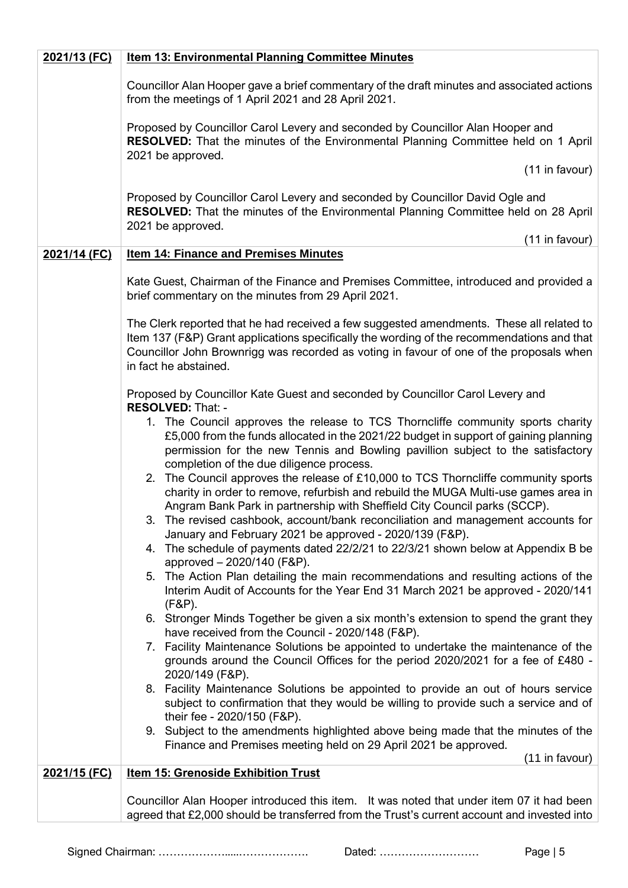| | |
|---|---|
| **2021/13 (FC)** | **Item 13: Environmental Planning Committee Minutes**<br><br>Councillor Alan Hooper gave a brief commentary of the draft minutes and associated actions from the meetings of 1 April 2021 and 28 April 2021.<br><br>Proposed by Councillor Carol Levery and seconded by Councillor Alan Hooper and **RESOLVED:** That the minutes of the Environmental Planning Committee held on 1 April 2021 be approved.<br>(11 in favour)<br><br>Proposed by Councillor Carol Levery and seconded by Councillor David Ogle and **RESOLVED:** That the minutes of the Environmental Planning Committee held on 28 April 2021 be approved.<br>(11 in favour) |
| **2021/14 (FC)** | **Item 14: Finance and Premises Minutes**<br><br>Kate Guest, Chairman of the Finance and Premises Committee, introduced and provided a brief commentary on the minutes from 29 April 2021.<br><br>The Clerk reported that he had received a few suggested amendments. These all related to Item 137 (F&P) Grant applications specifically the wording of the recommendations and that Councillor John Brownrigg was recorded as voting in favour of one of the proposals when in fact he abstained.<br><br>Proposed by Councillor Kate Guest and seconded by Councillor Carol Levery and **RESOLVED:** That: -<br>1. The Council approves the release to TCS Thorncliffe community sports charity £5,000 from the funds allocated in the 2021/22 budget in support of gaining planning permission for the new Tennis and Bowling pavillion subject to the satisfactory completion of the due diligence process.<br>2. The Council approves the release of £10,000 to TCS Thorncliffe community sports charity in order to remove, refurbish and rebuild the MUGA Multi-use games area in Angram Bank Park in partnership with Sheffield City Council parks (SCCP).<br>3. The revised cashbook, account/bank reconciliation and management accounts for January and February 2021 be approved - 2020/139 (F&P).<br>4. The schedule of payments dated 22/2/21 to 22/3/21 shown below at Appendix B be approved – 2020/140 (F&P).<br>5. The Action Plan detailing the main recommendations and resulting actions of the Interim Audit of Accounts for the Year End 31 March 2021 be approved - 2020/141 (F&P).<br>6. Stronger Minds Together be given a six month's extension to spend the grant they have received from the Council - 2020/148 (F&P).<br>7. Facility Maintenance Solutions be appointed to undertake the maintenance of the grounds around the Council Offices for the period 2020/2021 for a fee of £480 - 2020/149 (F&P).<br>8. Facility Maintenance Solutions be appointed to provide an out of hours service subject to confirmation that they would be willing to provide such a service and of their fee - 2020/150 (F&P).<br>9. Subject to the amendments highlighted above being made that the minutes of the Finance and Premises meeting held on 29 April 2021 be approved.<br>(11 in favour) |
| **2021/15 (FC)** | **Item 15: Grenoside Exhibition Trust**<br><br>Councillor Alan Hooper introduced this item. It was noted that under item 07 it had been agreed that £2,000 should be transferred from the Trust's current account and invested into |

Signed Chairman: ……………….....………………. Dated: ………………………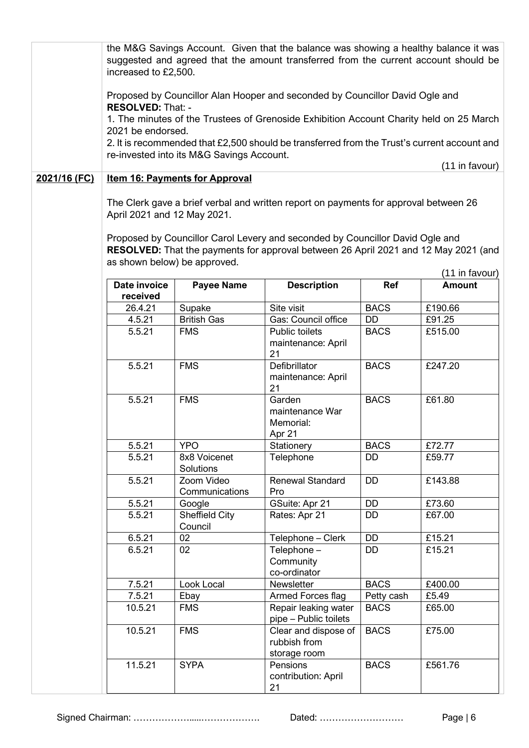the M&G Savings Account. Given that the balance was showing a healthy balance it was suggested and agreed that the amount transferred from the current account should be increased to £2,500.

Proposed by Councillor Alan Hooper and seconded by Councillor David Ogle and **RESOLVED:** That: -

1. The minutes of the Trustees of Grenoside Exhibition Account Charity held on 25 March 2021 be endorsed.
2. It is recommended that £2,500 should be transferred from the Trust's current account and re-invested into its M&G Savings Account.

(11 in favour)

**2021/16 (FC)** **Item 16: Payments for Approval**

The Clerk gave a brief verbal and written report on payments for approval between 26 April 2021 and 12 May 2021.

Proposed by Councillor Carol Levery and seconded by Councillor David Ogle and **RESOLVED:** That the payments for approval between 26 April 2021 and 12 May 2021 (and as shown below) be approved.

(11 in favour)

| Date invoice received | Payee Name | Description | Ref | Amount |
|---|---|---|---|---|
| 26.4.21 | Supake | Site visit | BACS | £190.66 |
| 4.5.21 | British Gas | Gas: Council office | DD | £91.25 |
| 5.5.21 | FMS | Public toilets maintenance: April 21 | BACS | £515.00 |
| 5.5.21 | FMS | Defibrillator maintenance: April 21 | BACS | £247.20 |
| 5.5.21 | FMS | Garden maintenance War Memorial: Apr 21 | BACS | £61.80 |
| 5.5.21 | YPO | Stationery | BACS | £72.77 |
| 5.5.21 | 8x8 Voicenet Solutions | Telephone | DD | £59.77 |
| 5.5.21 | Zoom Video Communications | Renewal Standard Pro | DD | £143.88 |
| 5.5.21 | Google | GSuite: Apr 21 | DD | £73.60 |
| 5.5.21 | Sheffield City Council | Rates: Apr 21 | DD | £67.00 |
| 6.5.21 | 02 | Telephone – Clerk | DD | £15.21 |
| 6.5.21 | 02 | Telephone – Community co-ordinator | DD | £15.21 |
| 7.5.21 | Look Local | Newsletter | BACS | £400.00 |
| 7.5.21 | Ebay | Armed Forces flag | Petty cash | £5.49 |
| 10.5.21 | FMS | Repair leaking water pipe – Public toilets | BACS | £65.00 |
| 10.5.21 | FMS | Clear and dispose of rubbish from storage room | BACS | £75.00 |
| 11.5.21 | SYPA | Pensions contribution: April 21 | BACS | £561.76 |

Signed Chairman: ……………….....………………. Dated: ………………………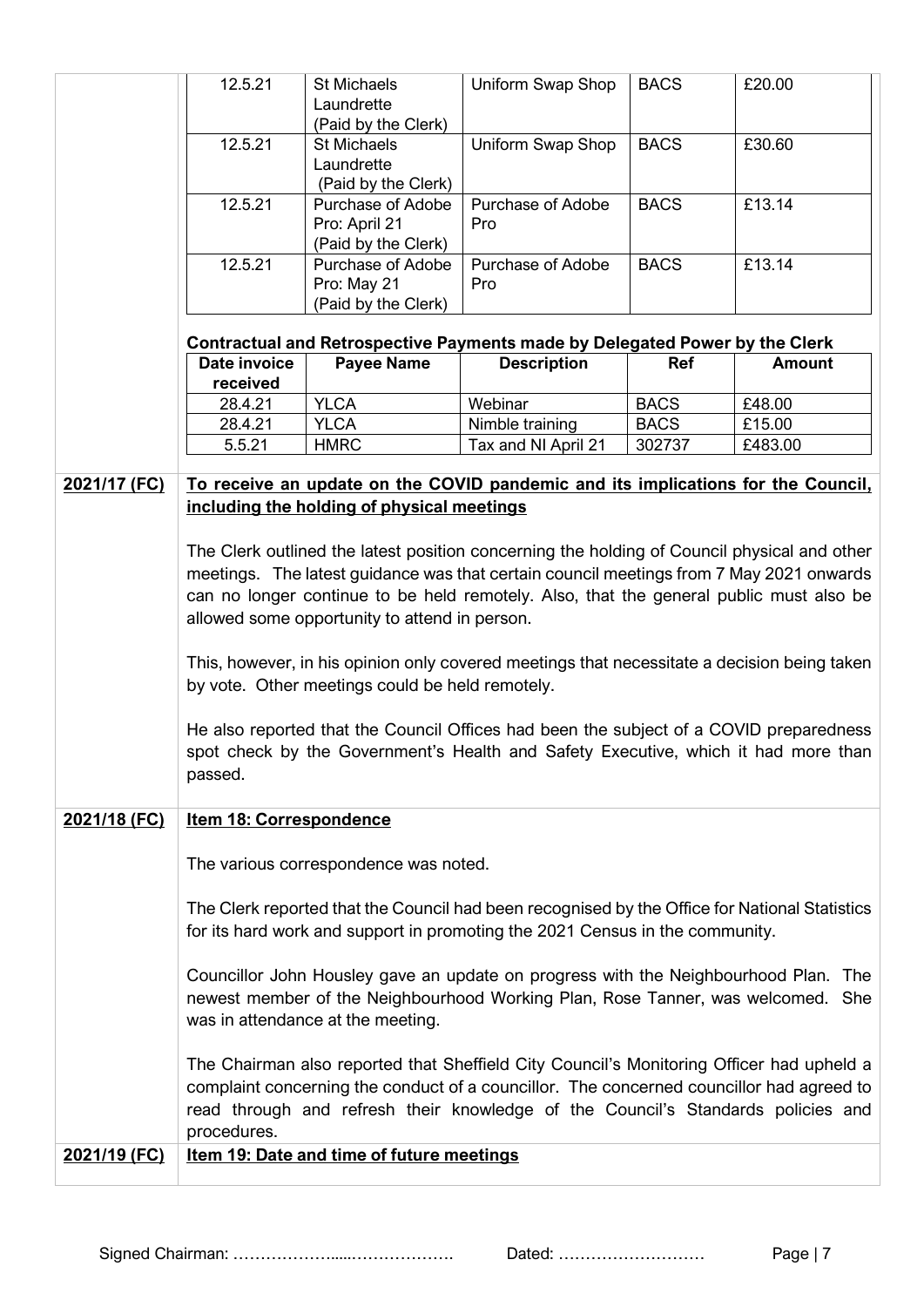| | | | | |
|---|---|---|---|---|
| 12.5.21 | St Michaels Laundrette (Paid by the Clerk) | Uniform Swap Shop | BACS | £20.00 |
| 12.5.21 | St Michaels Laundrette (Paid by the Clerk) | Uniform Swap Shop | BACS | £30.60 |
| 12.5.21 | Purchase of Adobe Pro: April 21 (Paid by the Clerk) | Purchase of Adobe Pro | BACS | £13.14 |
| 12.5.21 | Purchase of Adobe Pro: May 21 (Paid by the Clerk) | Purchase of Adobe Pro | BACS | £13.14 |

**Contractual and Retrospective Payments made by Delegated Power by the Clerk**

| Date invoice received | Payee Name | Description | Ref | Amount |
|---|---|---|---|---|
| 28.4.21 | YLCA | Webinar | BACS | £48.00 |
| 28.4.21 | YLCA | Nimble training | BACS | £15.00 |
| 5.5.21 | HMRC | Tax and NI April 21 | 302737 | £483.00 |

**2021/17 (FC)** **To receive an update on the COVID pandemic and its implications for the Council, including the holding of physical meetings**

The Clerk outlined the latest position concerning the holding of Council physical and other meetings. The latest guidance was that certain council meetings from 7 May 2021 onwards can no longer continue to be held remotely. Also, that the general public must also be allowed some opportunity to attend in person.

This, however, in his opinion only covered meetings that necessitate a decision being taken by vote. Other meetings could be held remotely.

He also reported that the Council Offices had been the subject of a COVID preparedness spot check by the Government's Health and Safety Executive, which it had more than passed.

**2021/18 (FC)** **Item 18: Correspondence**

The various correspondence was noted.

The Clerk reported that the Council had been recognised by the Office for National Statistics for its hard work and support in promoting the 2021 Census in the community.

Councillor John Housley gave an update on progress with the Neighbourhood Plan. The newest member of the Neighbourhood Working Plan, Rose Tanner, was welcomed. She was in attendance at the meeting.

The Chairman also reported that Sheffield City Council's Monitoring Officer had upheld a complaint concerning the conduct of a councillor. The concerned councillor had agreed to read through and refresh their knowledge of the Council's Standards policies and procedures.

**2021/19 (FC)** **Item 19: Date and time of future meetings**

Signed Chairman: ………………....………………. Dated: ………………………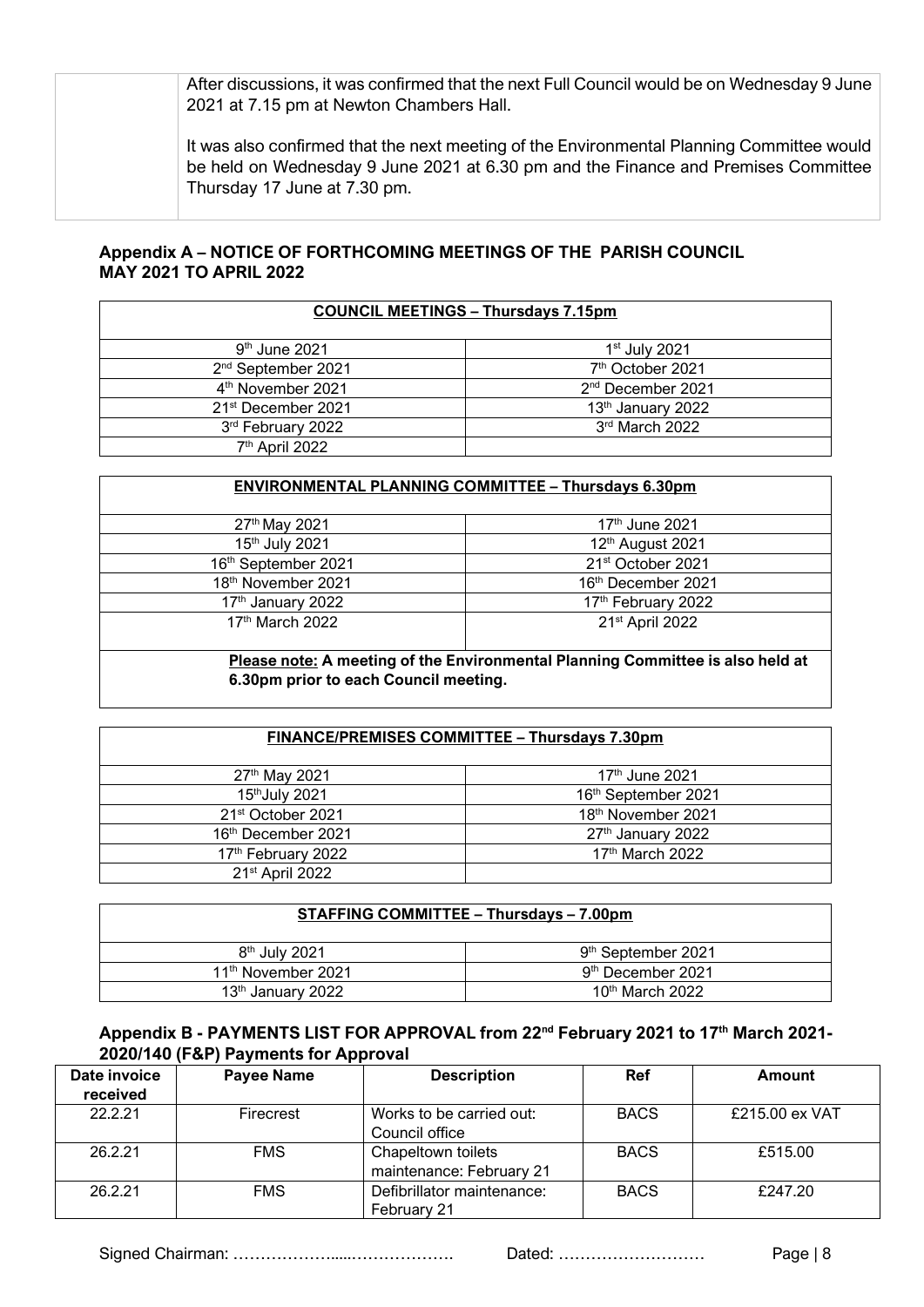| | After discussions, it was confirmed that the next Full Council would be on Wednesday 9 June 2021 at 7.15 pm at Newton Chambers Hall.<br><br>It was also confirmed that the next meeting of the Environmental Planning Committee would be held on Wednesday 9 June 2021 at 6.30 pm and the Finance and Premises Committee Thursday 17 June at 7.30 pm. |
|---|---|

**Appendix A – NOTICE OF FORTHCOMING MEETINGS OF THE PARISH COUNCIL MAY 2021 TO APRIL 2022**

| **COUNCIL MEETINGS – Thursdays 7.15pm** | |
|---|---|
| 9th June 2021 | 1st July 2021 |
| 2nd September 2021 | 7th October 2021 |
| 4th November 2021 | 2nd December 2021 |
| 21st December 2021 | 13th January 2022 |
| 3rd February 2022 | 3rd March 2022 |
| 7th April 2022 | |

| **ENVIRONMENTAL PLANNING COMMITTEE – Thursdays 6.30pm** | |
|---|---|
| 27th May 2021 | 17th June 2021 |
| 15th July 2021 | 12th August 2021 |
| 16th September 2021 | 21st October 2021 |
| 18th November 2021 | 16th December 2021 |
| 17th January 2022 | 17th February 2022 |
| 17th March 2022 | 21st April 2022 |

**Please note: A meeting of the Environmental Planning Committee is also held at 6.30pm prior to each Council meeting.**

| **FINANCE/PREMISES COMMITTEE – Thursdays 7.30pm** | |
|---|---|
| 27th May 2021 | 17th June 2021 |
| 15thJuly 2021 | 16th September 2021 |
| 21st October 2021 | 18th November 2021 |
| 16th December 2021 | 27th January 2022 |
| 17th February 2022 | 17th March 2022 |
| 21st April 2022 | |

| **STAFFING COMMITTEE – Thursdays – 7.00pm** | |
|---|---|
| 8th July 2021 | 9th September 2021 |
| 11th November 2021 | 9th December 2021 |
| 13th January 2022 | 10th March 2022 |

**Appendix B - PAYMENTS LIST FOR APPROVAL from 22nd February 2021 to 17th March 2021- 2020/140 (F&P) Payments for Approval**

| Date invoice received | Payee Name | Description | Ref | Amount |
|---|---|---|---|---|
| 22.2.21 | Firecrest | Works to be carried out: Council office | BACS | £215.00 ex VAT |
| 26.2.21 | FMS | Chapeltown toilets maintenance: February 21 | BACS | £515.00 |
| 26.2.21 | FMS | Defibrillator maintenance: February 21 | BACS | £247.20 |

Signed Chairman: ………………....………………. Dated: ………………………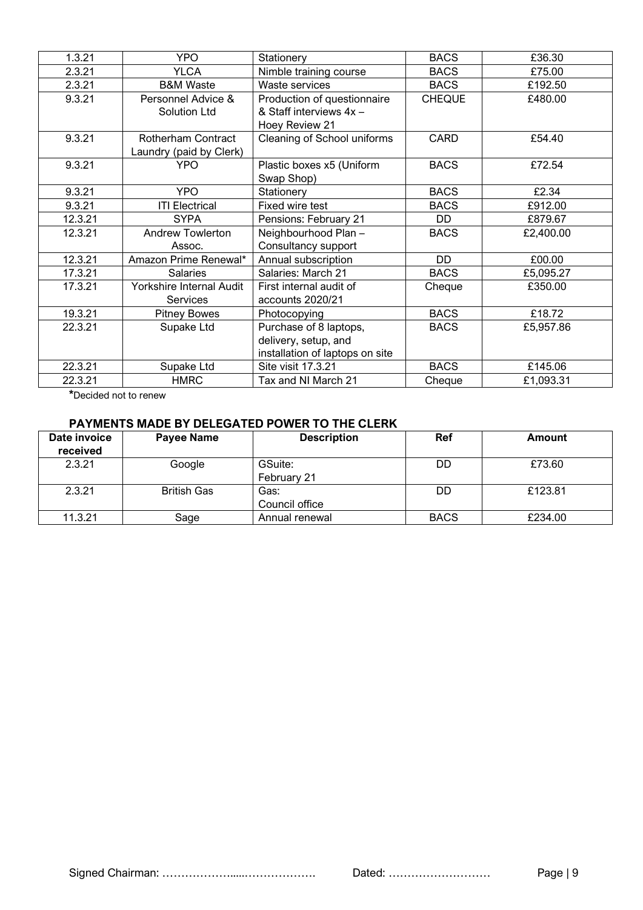| | | | | |
|---|---|---|---|---|
| 1.3.21 | YPO | Stationery | BACS | £36.30 |
| 2.3.21 | YLCA | Nimble training course | BACS | £75.00 |
| 2.3.21 | B&M Waste | Waste services | BACS | £192.50 |
| 9.3.21 | Personnel Advice & Solution Ltd | Production of questionnaire & Staff interviews 4x – Hoey Review 21 | CHEQUE | £480.00 |
| 9.3.21 | Rotherham Contract Laundry (paid by Clerk) | Cleaning of School uniforms | CARD | £54.40 |
| 9.3.21 | YPO | Plastic boxes x5 (Uniform Swap Shop) | BACS | £72.54 |
| 9.3.21 | YPO | Stationery | BACS | £2.34 |
| 9.3.21 | ITI Electrical | Fixed wire test | BACS | £912.00 |
| 12.3.21 | SYPA | Pensions: February 21 | DD | £879.67 |
| 12.3.21 | Andrew Towlerton Assoc. | Neighbourhood Plan – Consultancy support | BACS | £2,400.00 |
| 12.3.21 | Amazon Prime Renewal* | Annual subscription | DD | £00.00 |
| 17.3.21 | Salaries | Salaries: March 21 | BACS | £5,095.27 |
| 17.3.21 | Yorkshire Internal Audit Services | First internal audit of accounts 2020/21 | Cheque | £350.00 |
| 19.3.21 | Pitney Bowes | Photocopying | BACS | £18.72 |
| 22.3.21 | Supake Ltd | Purchase of 8 laptops, delivery, setup, and installation of laptops on site | BACS | £5,957.86 |
| 22.3.21 | Supake Ltd | Site visit 17.3.21 | BACS | £145.06 |
| 22.3.21 | HMRC | Tax and NI March 21 | Cheque | £1,093.31 |

*Decided not to renew

### PAYMENTS MADE BY DELEGATED POWER TO THE CLERK

| Date invoice received | Payee Name | Description | Ref | Amount |
|---|---|---|---|---|
| 2.3.21 | Google | GSuite: February 21 | DD | £73.60 |
| 2.3.21 | British Gas | Gas: Council office | DD | £123.81 |
| 11.3.21 | Sage | Annual renewal | BACS | £234.00 |

Signed Chairman: ………………….....………………. Dated: ………………………